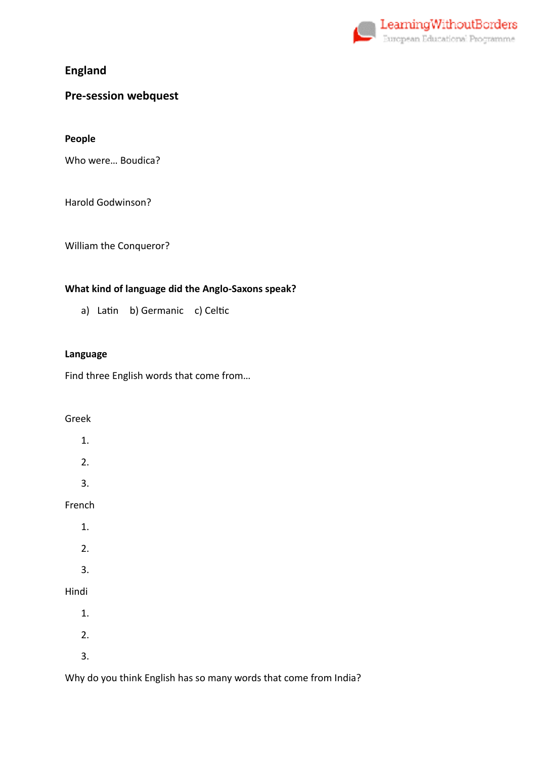# England

## Pre-session webquest

### People

Who were… Boudica?

Harold Godwinson?

William the Conqueror?

**What kind of language did the Anglo-Saxons speak?**

a) Latin b) Germanic c) Celtic

### Language

Find three English words that come from…

Greek

1.
2.
3.

French

1.
2.
3.

Hindi

1.
2.
3.

Why do you think English has so many words that come from India?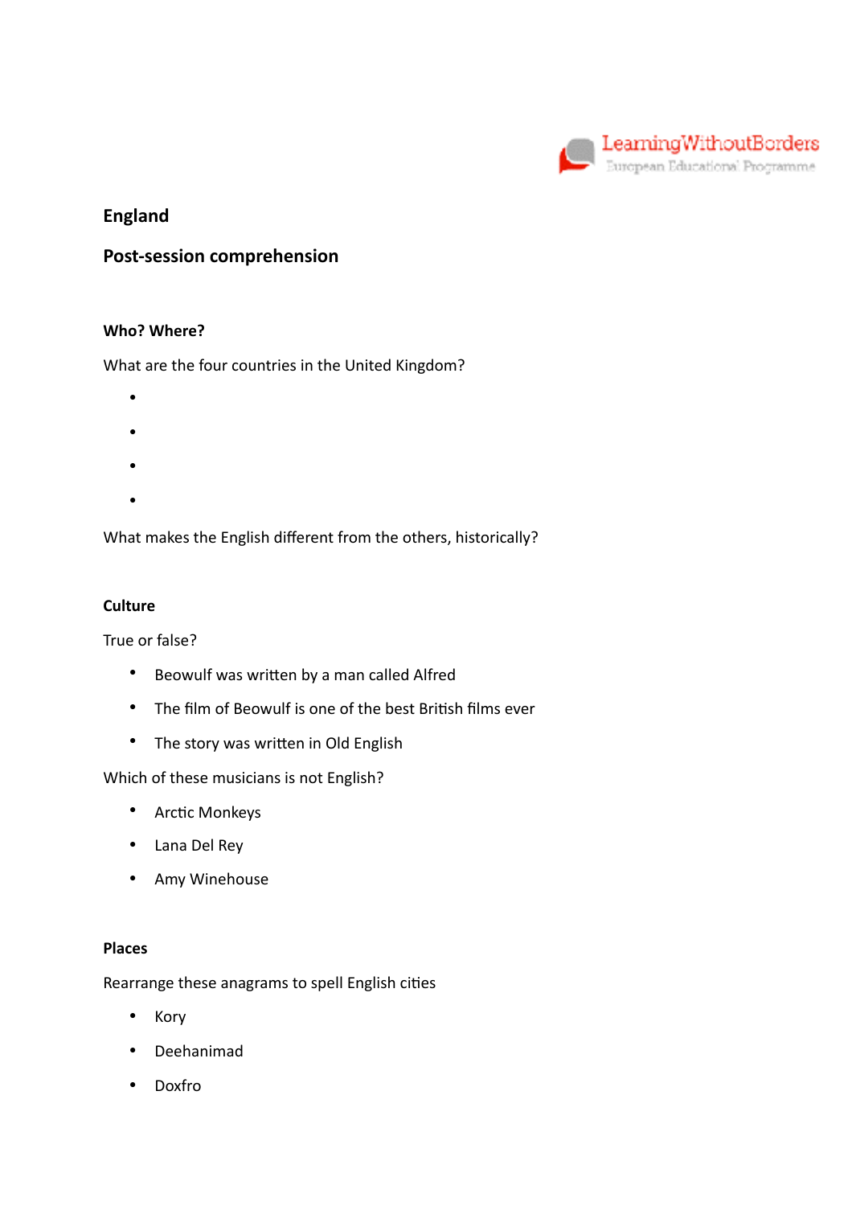## England

## Post-session comprehension

### Who? Where?

What are the four countries in the United Kingdom?

- 
- 
- 
- 

What makes the English different from the others, historically?

### Culture

True or false?

- Beowulf was written by a man called Alfred
- The film of Beowulf is one of the best British films ever
- The story was written in Old English

Which of these musicians is not English?

- Arctic Monkeys
- Lana Del Rey
- Amy Winehouse

### Places

Rearrange these anagrams to spell English cities

- Kory
- Deehanimad
- Doxfro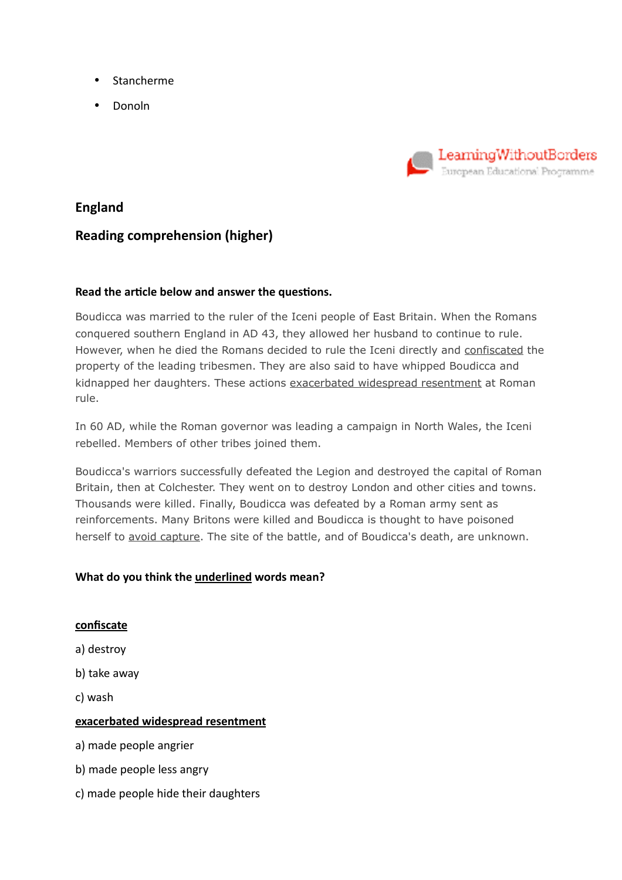- Stancherme
- Donoln

## England

## Reading comprehension (higher)

**Read the article below and answer the questions.**

Boudicca was married to the ruler of the Iceni people of East Britain. When the Romans conquered southern England in AD 43, they allowed her husband to continue to rule. However, when he died the Romans decided to rule the Iceni directly and <u>confiscated</u> the property of the leading tribesmen. They are also said to have whipped Boudicca and kidnapped her daughters. These actions <u>exacerbated widespread resentment</u> at Roman rule.

In 60 AD, while the Roman governor was leading a campaign in North Wales, the Iceni rebelled. Members of other tribes joined them.

Boudicca's warriors successfully defeated the Legion and destroyed the capital of Roman Britain, then at Colchester. They went on to destroy London and other cities and towns. Thousands were killed. Finally, Boudicca was defeated by a Roman army sent as reinforcements. Many Britons were killed and Boudicca is thought to have poisoned herself to <u>avoid capture</u>. The site of the battle, and of Boudicca's death, are unknown.

**What do you think the <u>underlined</u> words mean?**

**<u>confiscate</u>**

a) destroy

b) take away

c) wash

**<u>exacerbated widespread resentment</u>**

a) made people angrier

b) made people less angry

c) made people hide their daughters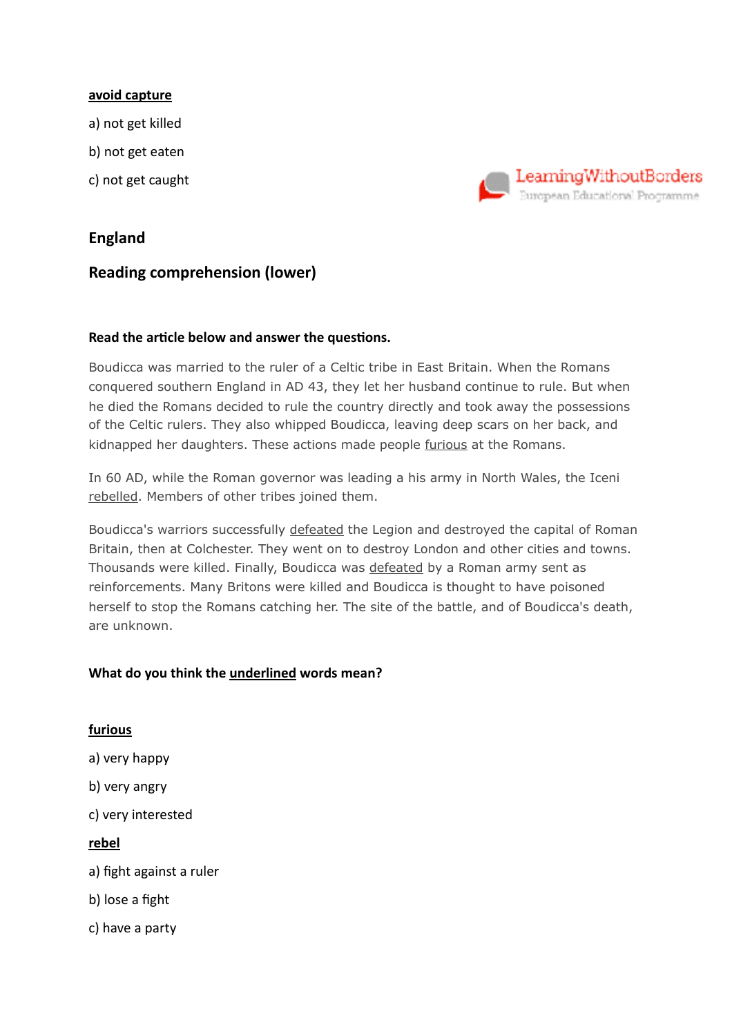**avoid capture**

a) not get killed

b) not get eaten

c) not get caught

## England

## Reading comprehension (lower)

**Read the article below and answer the questions.**

Boudicca was married to the ruler of a Celtic tribe in East Britain. When the Romans conquered southern England in AD 43, they let her husband continue to rule. But when he died the Romans decided to rule the country directly and took away the possessions of the Celtic rulers. They also whipped Boudicca, leaving deep scars on her back, and kidnapped her daughters. These actions made people furious at the Romans.

In 60 AD, while the Roman governor was leading a his army in North Wales, the Iceni rebelled. Members of other tribes joined them.

Boudicca's warriors successfully defeated the Legion and destroyed the capital of Roman Britain, then at Colchester. They went on to destroy London and other cities and towns. Thousands were killed. Finally, Boudicca was defeated by a Roman army sent as reinforcements. Many Britons were killed and Boudicca is thought to have poisoned herself to stop the Romans catching her. The site of the battle, and of Boudicca's death, are unknown.

**What do you think the underlined words mean?**

**furious**

a) very happy

b) very angry

c) very interested

**rebel**

a) fight against a ruler

b) lose a fight

c) have a party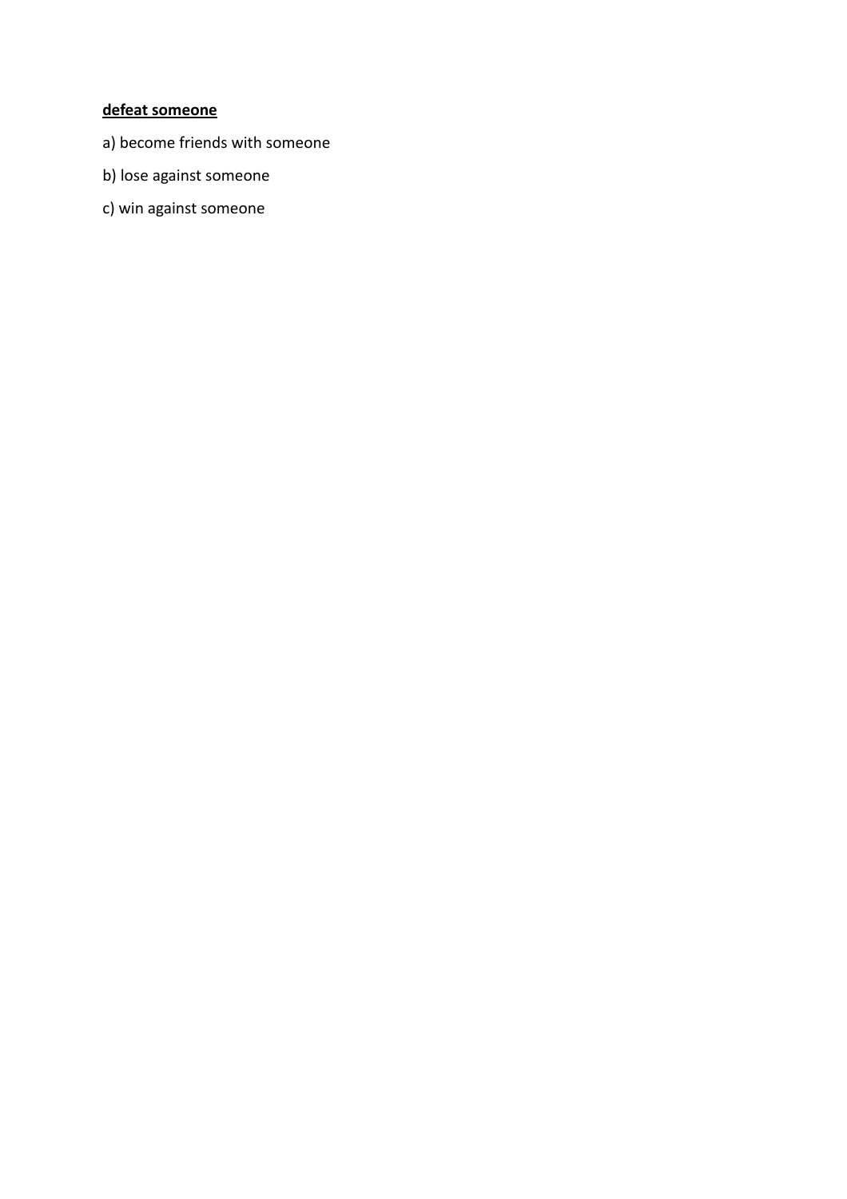**<u>defeat someone</u>**

a) become friends with someone

b) lose against someone

c) win against someone